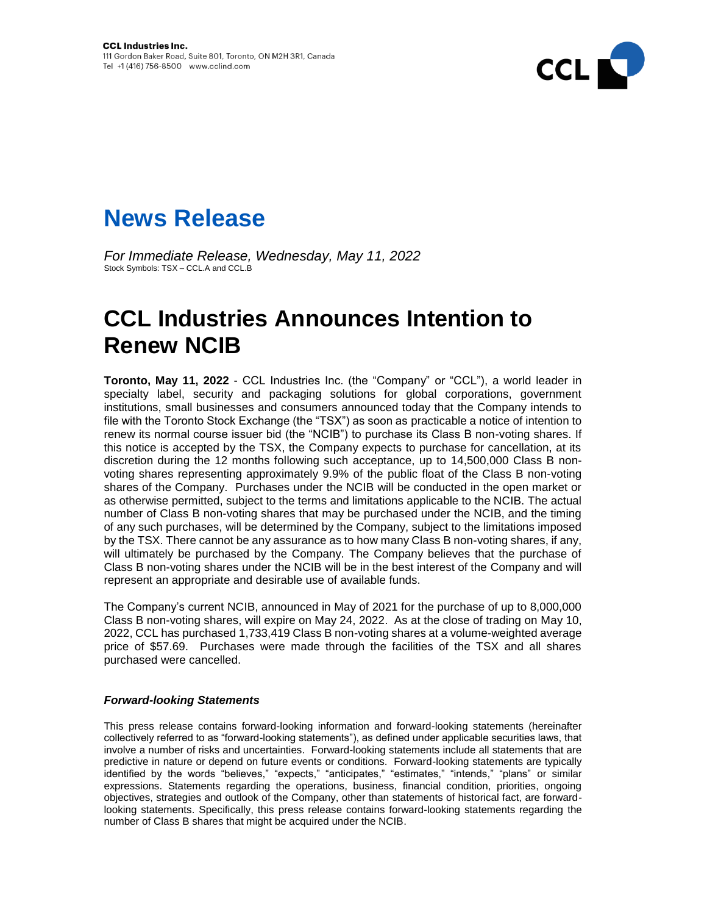**CCL Industries Inc.**
111 Gordon Baker Road, Suite 801, Toronto, ON M2H 3R1, Canada
Tel +1 (416) 756-8500 www.cclind.com

# News Release

*For Immediate Release, Wednesday, May 11, 2022*
Stock Symbols: TSX – CCL.A and CCL.B

# CCL Industries Announces Intention to Renew NCIB

**Toronto, May 11, 2022** - CCL Industries Inc. (the "Company" or "CCL"), a world leader in specialty label, security and packaging solutions for global corporations, government institutions, small businesses and consumers announced today that the Company intends to file with the Toronto Stock Exchange (the "TSX") as soon as practicable a notice of intention to renew its normal course issuer bid (the "NCIB") to purchase its Class B non-voting shares. If this notice is accepted by the TSX, the Company expects to purchase for cancellation, at its discretion during the 12 months following such acceptance, up to 14,500,000 Class B non-voting shares representing approximately 9.9% of the public float of the Class B non-voting shares of the Company. Purchases under the NCIB will be conducted in the open market or as otherwise permitted, subject to the terms and limitations applicable to the NCIB. The actual number of Class B non-voting shares that may be purchased under the NCIB, and the timing of any such purchases, will be determined by the Company, subject to the limitations imposed by the TSX. There cannot be any assurance as to how many Class B non-voting shares, if any, will ultimately be purchased by the Company. The Company believes that the purchase of Class B non-voting shares under the NCIB will be in the best interest of the Company and will represent an appropriate and desirable use of available funds.

The Company's current NCIB, announced in May of 2021 for the purchase of up to 8,000,000 Class B non-voting shares, will expire on May 24, 2022. As at the close of trading on May 10, 2022, CCL has purchased 1,733,419 Class B non-voting shares at a volume-weighted average price of $57.69. Purchases were made through the facilities of the TSX and all shares purchased were cancelled.

### *Forward-looking Statements*

This press release contains forward-looking information and forward-looking statements (hereinafter collectively referred to as "forward-looking statements"), as defined under applicable securities laws, that involve a number of risks and uncertainties. Forward-looking statements include all statements that are predictive in nature or depend on future events or conditions. Forward-looking statements are typically identified by the words "believes," "expects," "anticipates," "estimates," "intends," "plans" or similar expressions. Statements regarding the operations, business, financial condition, priorities, ongoing objectives, strategies and outlook of the Company, other than statements of historical fact, are forward-looking statements. Specifically, this press release contains forward-looking statements regarding the number of Class B shares that might be acquired under the NCIB.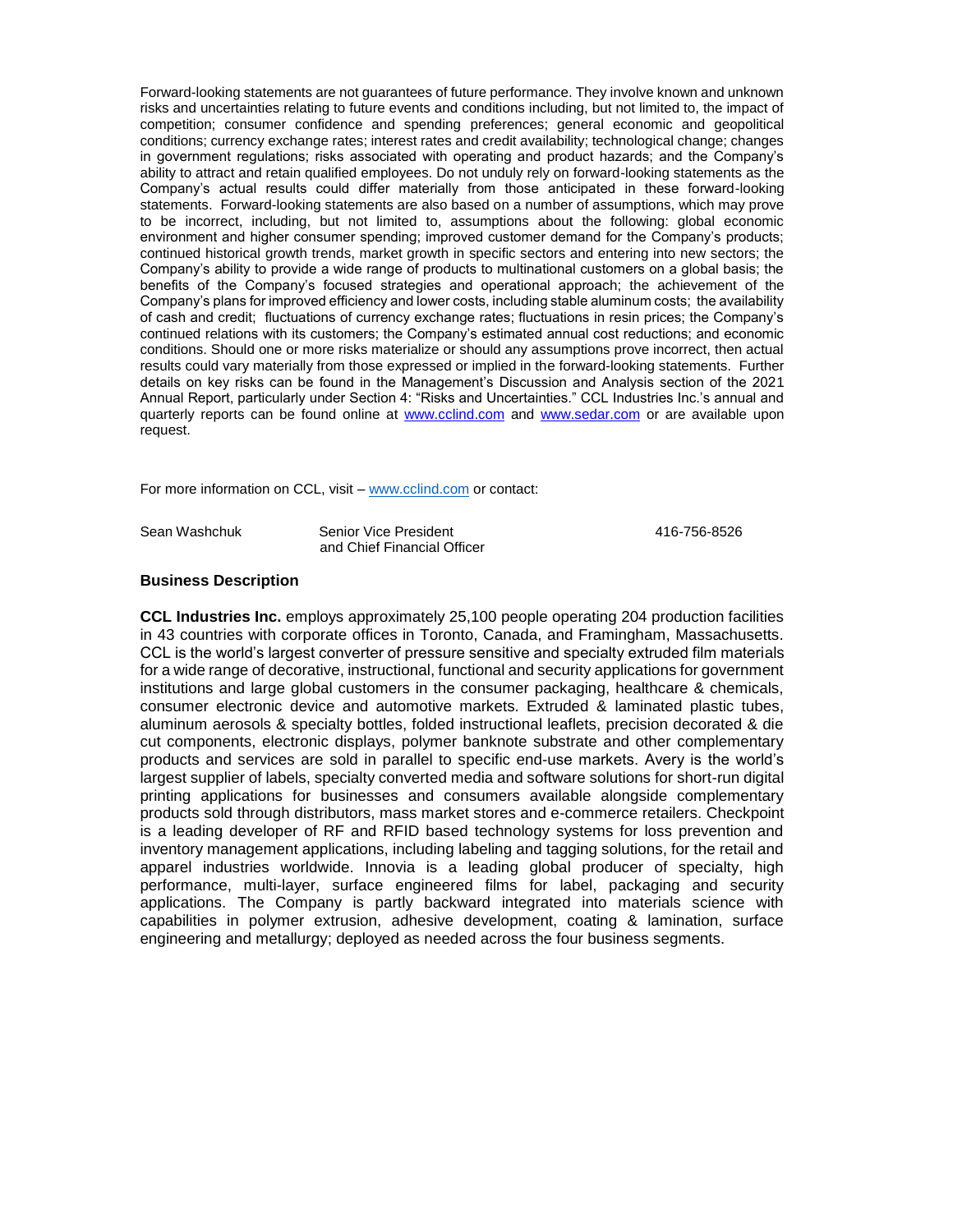Forward-looking statements are not guarantees of future performance. They involve known and unknown risks and uncertainties relating to future events and conditions including, but not limited to, the impact of competition; consumer confidence and spending preferences; general economic and geopolitical conditions; currency exchange rates; interest rates and credit availability; technological change; changes in government regulations; risks associated with operating and product hazards; and the Company's ability to attract and retain qualified employees. Do not unduly rely on forward-looking statements as the Company's actual results could differ materially from those anticipated in these forward-looking statements. Forward-looking statements are also based on a number of assumptions, which may prove to be incorrect, including, but not limited to, assumptions about the following: global economic environment and higher consumer spending; improved customer demand for the Company's products; continued historical growth trends, market growth in specific sectors and entering into new sectors; the Company's ability to provide a wide range of products to multinational customers on a global basis; the benefits of the Company's focused strategies and operational approach; the achievement of the Company's plans for improved efficiency and lower costs, including stable aluminum costs; the availability of cash and credit; fluctuations of currency exchange rates; fluctuations in resin prices; the Company's continued relations with its customers; the Company's estimated annual cost reductions; and economic conditions. Should one or more risks materialize or should any assumptions prove incorrect, then actual results could vary materially from those expressed or implied in the forward-looking statements. Further details on key risks can be found in the Management's Discussion and Analysis section of the 2021 Annual Report, particularly under Section 4: "Risks and Uncertainties." CCL Industries Inc.'s annual and quarterly reports can be found online at www.cclind.com and www.sedar.com or are available upon request.

For more information on CCL, visit – www.cclind.com or contact:

| | | |
|---|---|---|
| Sean Washchuk | Senior Vice President and Chief Financial Officer | 416-756-8526 |

**Business Description**

**CCL Industries Inc.** employs approximately 25,100 people operating 204 production facilities in 43 countries with corporate offices in Toronto, Canada, and Framingham, Massachusetts. CCL is the world's largest converter of pressure sensitive and specialty extruded film materials for a wide range of decorative, instructional, functional and security applications for government institutions and large global customers in the consumer packaging, healthcare & chemicals, consumer electronic device and automotive markets. Extruded & laminated plastic tubes, aluminum aerosols & specialty bottles, folded instructional leaflets, precision decorated & die cut components, electronic displays, polymer banknote substrate and other complementary products and services are sold in parallel to specific end-use markets. Avery is the world's largest supplier of labels, specialty converted media and software solutions for short-run digital printing applications for businesses and consumers available alongside complementary products sold through distributors, mass market stores and e-commerce retailers. Checkpoint is a leading developer of RF and RFID based technology systems for loss prevention and inventory management applications, including labeling and tagging solutions, for the retail and apparel industries worldwide. Innovia is a leading global producer of specialty, high performance, multi-layer, surface engineered films for label, packaging and security applications. The Company is partly backward integrated into materials science with capabilities in polymer extrusion, adhesive development, coating & lamination, surface engineering and metallurgy; deployed as needed across the four business segments.